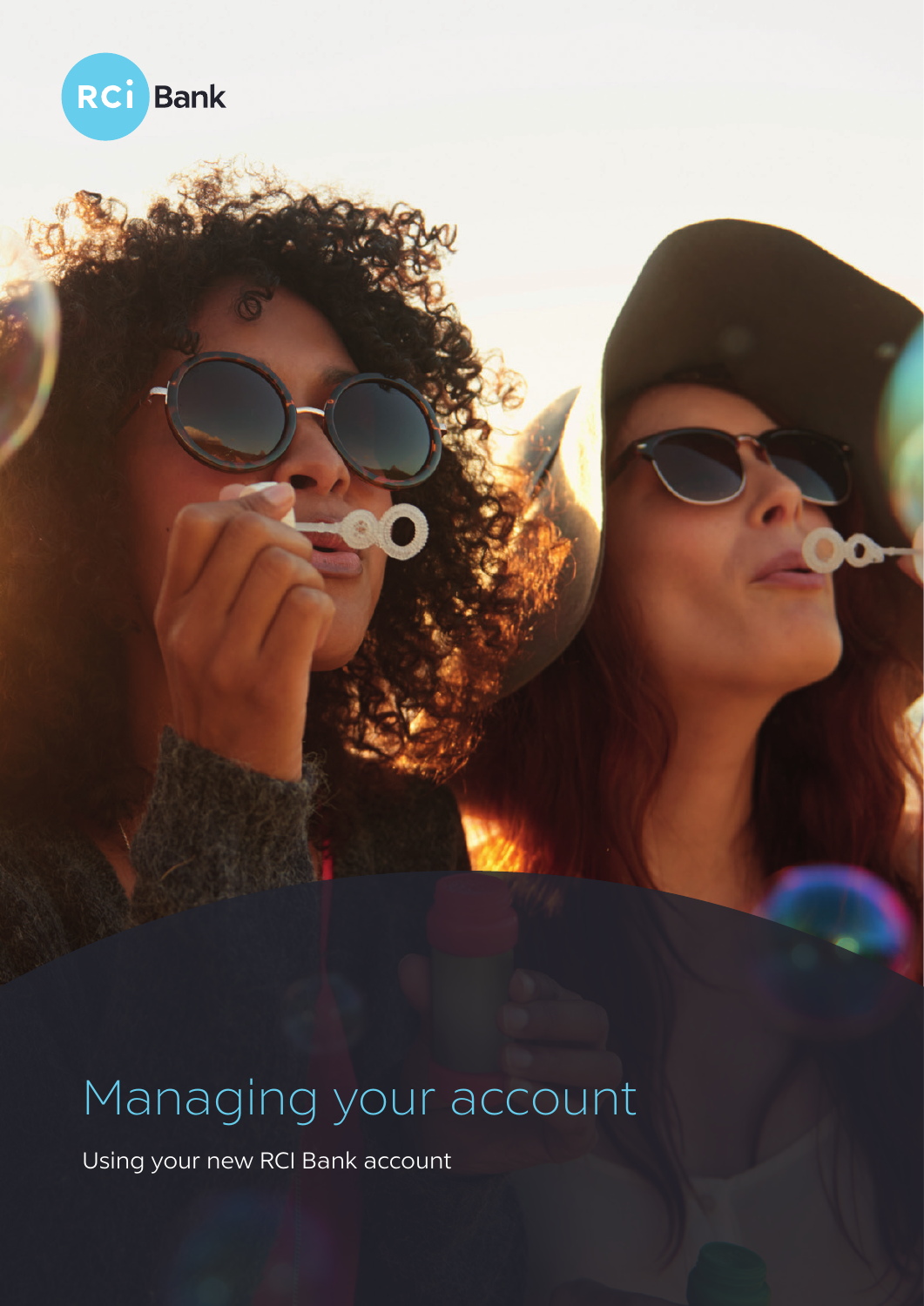RCI Bank

# Managing your account

Using your new RCI Bank account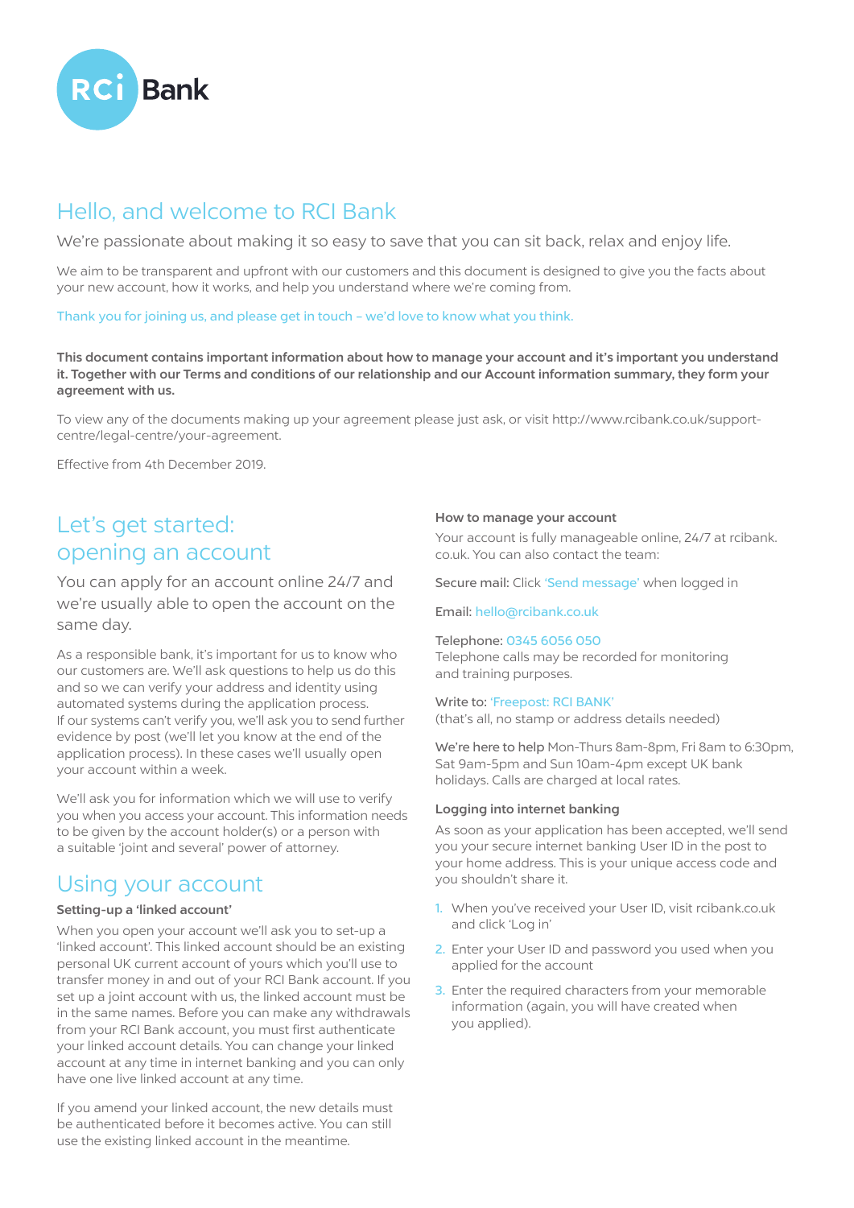RCi Bank

# Hello, and welcome to RCI Bank

We're passionate about making it so easy to save that you can sit back, relax and enjoy life.

We aim to be transparent and upfront with our customers and this document is designed to give you the facts about your new account, how it works, and help you understand where we're coming from.

Thank you for joining us, and please get in touch – we'd love to know what you think.

**This document contains important information about how to manage your account and it's important you understand it. Together with our Terms and conditions of our relationship and our Account information summary, they form your agreement with us.**

To view any of the documents making up your agreement please just ask, or visit http://www.rcibank.co.uk/support-centre/legal-centre/your-agreement.

Effective from 4th December 2019.

## Let's get started: opening an account

You can apply for an account online 24/7 and we're usually able to open the account on the same day.

As a responsible bank, it's important for us to know who our customers are. We'll ask questions to help us do this and so we can verify your address and identity using automated systems during the application process. If our systems can't verify you, we'll ask you to send further evidence by post (we'll let you know at the end of the application process). In these cases we'll usually open your account within a week.

We'll ask you for information which we will use to verify you when you access your account. This information needs to be given by the account holder(s) or a person with a suitable 'joint and several' power of attorney.

## Using your account

### Setting-up a 'linked account'

When you open your account we'll ask you to set-up a 'linked account'. This linked account should be an existing personal UK current account of yours which you'll use to transfer money in and out of your RCI Bank account. If you set up a joint account with us, the linked account must be in the same names. Before you can make any withdrawals from your RCI Bank account, you must first authenticate your linked account details. You can change your linked account at any time in internet banking and you can only have one live linked account at any time.

If you amend your linked account, the new details must be authenticated before it becomes active. You can still use the existing linked account in the meantime.

### How to manage your account

Your account is fully manageable online, 24/7 at rcibank.co.uk. You can also contact the team:

Secure mail: Click 'Send message' when logged in

Email: hello@rcibank.co.uk

Telephone: 0345 6056 050
Telephone calls may be recorded for monitoring and training purposes.

Write to: 'Freepost: RCI BANK'
(that's all, no stamp or address details needed)

We're here to help Mon-Thurs 8am-8pm, Fri 8am to 6:30pm, Sat 9am-5pm and Sun 10am-4pm except UK bank holidays. Calls are charged at local rates.

### Logging into internet banking

As soon as your application has been accepted, we'll send you your secure internet banking User ID in the post to your home address. This is your unique access code and you shouldn't share it.

1. When you've received your User ID, visit rcibank.co.uk and click 'Log in'
2. Enter your User ID and password you used when you applied for the account
3. Enter the required characters from your memorable information (again, you will have created when you applied).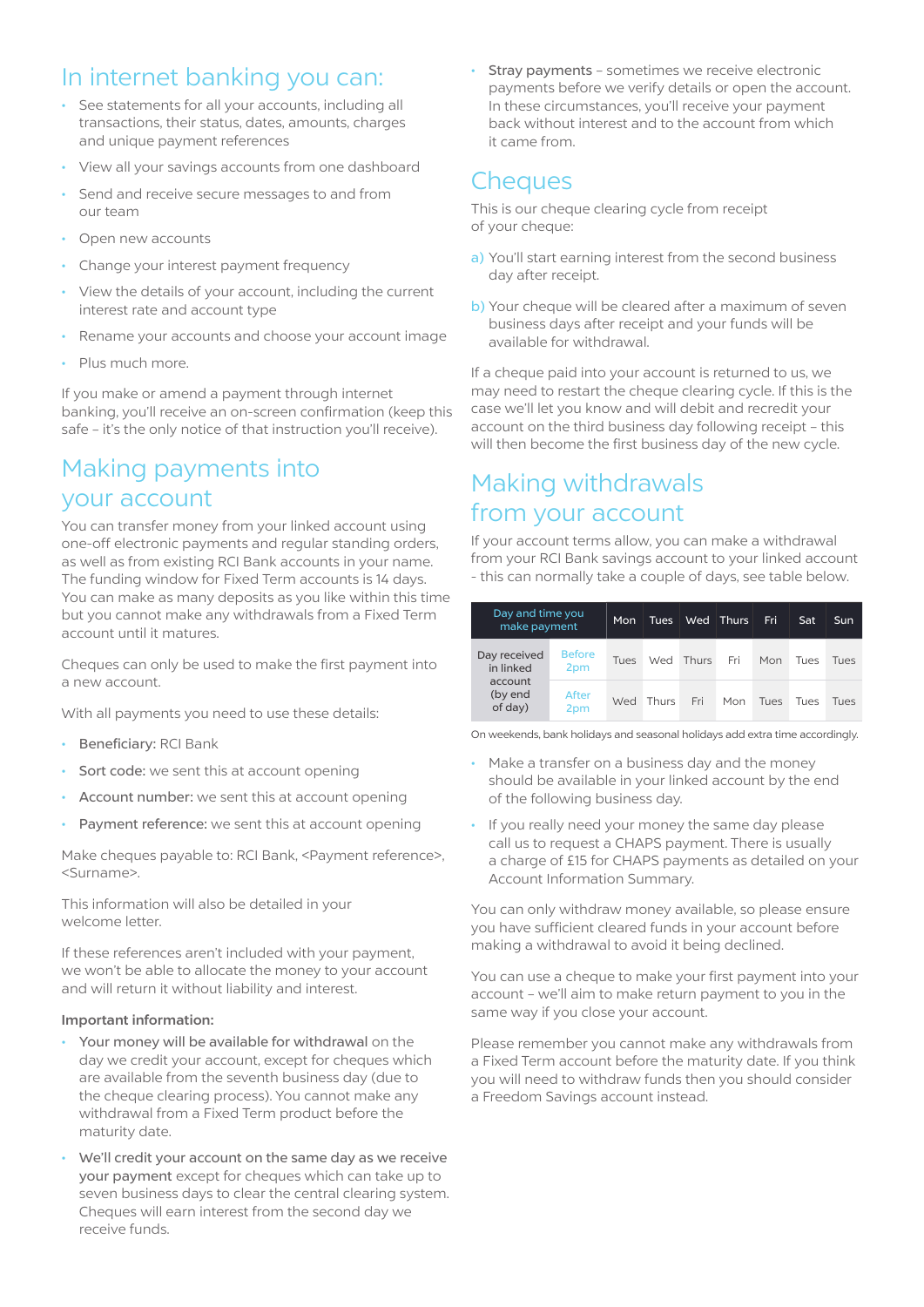## In internet banking you can:

- See statements for all your accounts, including all transactions, their status, dates, amounts, charges and unique payment references
- View all your savings accounts from one dashboard
- Send and receive secure messages to and from our team
- Open new accounts
- Change your interest payment frequency
- View the details of your account, including the current interest rate and account type
- Rename your accounts and choose your account image
- Plus much more.

If you make or amend a payment through internet banking, you'll receive an on-screen confirmation (keep this safe – it's the only notice of that instruction you'll receive).

## Making payments into your account

You can transfer money from your linked account using one-off electronic payments and regular standing orders, as well as from existing RCI Bank accounts in your name. The funding window for Fixed Term accounts is 14 days. You can make as many deposits as you like within this time but you cannot make any withdrawals from a Fixed Term account until it matures.

Cheques can only be used to make the first payment into a new account.

With all payments you need to use these details:

- **Beneficiary:** RCI Bank
- **Sort code:** we sent this at account opening
- **Account number:** we sent this at account opening
- **Payment reference:** we sent this at account opening

Make cheques payable to: RCI Bank, <Payment reference>, <Surname>.

This information will also be detailed in your welcome letter.

If these references aren't included with your payment, we won't be able to allocate the money to your account and will return it without liability and interest.

**Important information:**

- **Your money will be available for withdrawal** on the day we credit your account, except for cheques which are available from the seventh business day (due to the cheque clearing process). You cannot make any withdrawal from a Fixed Term product before the maturity date.
- **We'll credit your account on the same day as we receive your payment** except for cheques which can take up to seven business days to clear the central clearing system. Cheques will earn interest from the second day we receive funds.
- **Stray payments** – sometimes we receive electronic payments before we verify details or open the account. In these circumstances, you'll receive your payment back without interest and to the account from which it came from.

## Cheques

This is our cheque clearing cycle from receipt of your cheque:

a) You'll start earning interest from the second business day after receipt.

b) Your cheque will be cleared after a maximum of seven business days after receipt and your funds will be available for withdrawal.

If a cheque paid into your account is returned to us, we may need to restart the cheque clearing cycle. If this is the case we'll let you know and will debit and recredit your account on the third business day following receipt – this will then become the first business day of the new cycle.

## Making withdrawals from your account

If your account terms allow, you can make a withdrawal from your RCI Bank savings account to your linked account - this can normally take a couple of days, see table below.

| Day and time you make payment | | Mon | Tues | Wed | Thurs | Fri | Sat | Sun |
|---|---|---|---|---|---|---|---|---|
| Day received in linked account (by end of day) | Before 2pm | Tues | Wed | Thurs | Fri | Mon | Tues | Tues |
| | After 2pm | Wed | Thurs | Fri | Mon | Tues | Tues | Tues |

On weekends, bank holidays and seasonal holidays add extra time accordingly.

- Make a transfer on a business day and the money should be available in your linked account by the end of the following business day.
- If you really need your money the same day please call us to request a CHAPS payment. There is usually a charge of £15 for CHAPS payments as detailed on your Account Information Summary.

You can only withdraw money available, so please ensure you have sufficient cleared funds in your account before making a withdrawal to avoid it being declined.

You can use a cheque to make your first payment into your account – we'll aim to make return payment to you in the same way if you close your account.

Please remember you cannot make any withdrawals from a Fixed Term account before the maturity date. If you think you will need to withdraw funds then you should consider a Freedom Savings account instead.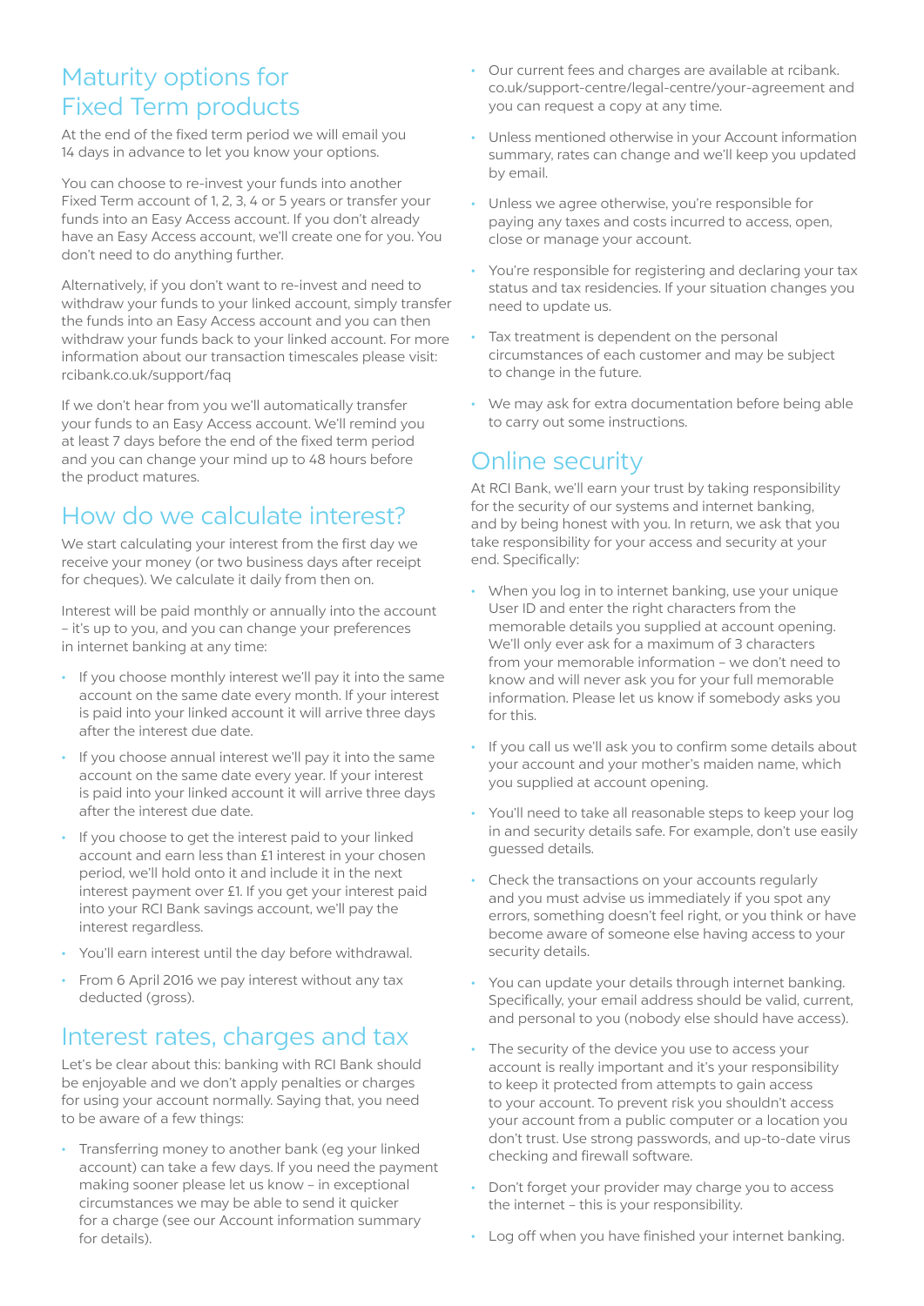## Maturity options for Fixed Term products

At the end of the fixed term period we will email you 14 days in advance to let you know your options.

You can choose to re-invest your funds into another Fixed Term account of 1, 2, 3, 4 or 5 years or transfer your funds into an Easy Access account. If you don't already have an Easy Access account, we'll create one for you. You don't need to do anything further.

Alternatively, if you don't want to re-invest and need to withdraw your funds to your linked account, simply transfer the funds into an Easy Access account and you can then withdraw your funds back to your linked account. For more information about our transaction timescales please visit: rcibank.co.uk/support/faq

If we don't hear from you we'll automatically transfer your funds to an Easy Access account. We'll remind you at least 7 days before the end of the fixed term period and you can change your mind up to 48 hours before the product matures.

## How do we calculate interest?

We start calculating your interest from the first day we receive your money (or two business days after receipt for cheques). We calculate it daily from then on.

Interest will be paid monthly or annually into the account – it's up to you, and you can change your preferences in internet banking at any time:

- If you choose monthly interest we'll pay it into the same account on the same date every month. If your interest is paid into your linked account it will arrive three days after the interest due date.
- If you choose annual interest we'll pay it into the same account on the same date every year. If your interest is paid into your linked account it will arrive three days after the interest due date.
- If you choose to get the interest paid to your linked account and earn less than £1 interest in your chosen period, we'll hold onto it and include it in the next interest payment over £1. If you get your interest paid into your RCI Bank savings account, we'll pay the interest regardless.
- You'll earn interest until the day before withdrawal.
- From 6 April 2016 we pay interest without any tax deducted (gross).

## Interest rates, charges and tax

Let's be clear about this: banking with RCI Bank should be enjoyable and we don't apply penalties or charges for using your account normally. Saying that, you need to be aware of a few things:

- Transferring money to another bank (eg your linked account) can take a few days. If you need the payment making sooner please let us know – in exceptional circumstances we may be able to send it quicker for a charge (see our Account information summary for details).
- Our current fees and charges are available at rcibank.co.uk/support-centre/legal-centre/your-agreement and you can request a copy at any time.
- Unless mentioned otherwise in your Account information summary, rates can change and we'll keep you updated by email.
- Unless we agree otherwise, you're responsible for paying any taxes and costs incurred to access, open, close or manage your account.
- You're responsible for registering and declaring your tax status and tax residencies. If your situation changes you need to update us.
- Tax treatment is dependent on the personal circumstances of each customer and may be subject to change in the future.
- We may ask for extra documentation before being able to carry out some instructions.

## Online security

At RCI Bank, we'll earn your trust by taking responsibility for the security of our systems and internet banking, and by being honest with you. In return, we ask that you take responsibility for your access and security at your end. Specifically:

- When you log in to internet banking, use your unique User ID and enter the right characters from the memorable details you supplied at account opening. We'll only ever ask for a maximum of 3 characters from your memorable information – we don't need to know and will never ask you for your full memorable information. Please let us know if somebody asks you for this.
- If you call us we'll ask you to confirm some details about your account and your mother's maiden name, which you supplied at account opening.
- You'll need to take all reasonable steps to keep your log in and security details safe. For example, don't use easily guessed details.
- Check the transactions on your accounts regularly and you must advise us immediately if you spot any errors, something doesn't feel right, or you think or have become aware of someone else having access to your security details.
- You can update your details through internet banking. Specifically, your email address should be valid, current, and personal to you (nobody else should have access).
- The security of the device you use to access your account is really important and it's your responsibility to keep it protected from attempts to gain access to your account. To prevent risk you shouldn't access your account from a public computer or a location you don't trust. Use strong passwords, and up-to-date virus checking and firewall software.
- Don't forget your provider may charge you to access the internet – this is your responsibility.
- Log off when you have finished your internet banking.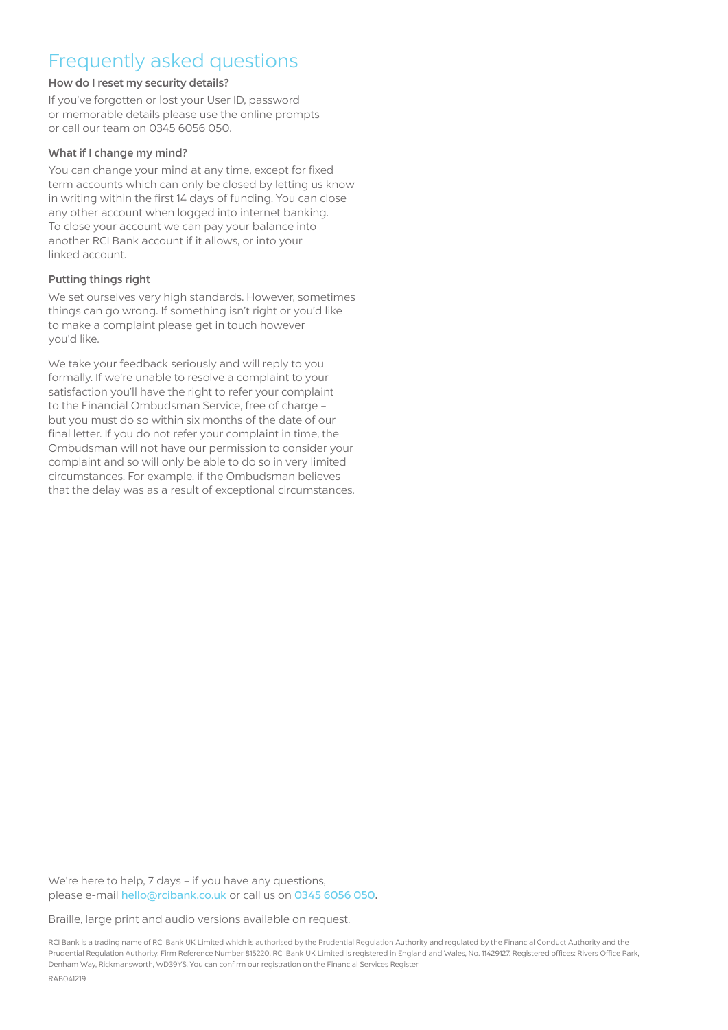# Frequently asked questions

**How do I reset my security details?**

If you've forgotten or lost your User ID, password or memorable details please use the online prompts or call our team on 0345 6056 050.

**What if I change my mind?**

You can change your mind at any time, except for fixed term accounts which can only be closed by letting us know in writing within the first 14 days of funding. You can close any other account when logged into internet banking. To close your account we can pay your balance into another RCI Bank account if it allows, or into your linked account.

**Putting things right**

We set ourselves very high standards. However, sometimes things can go wrong. If something isn't right or you'd like to make a complaint please get in touch however you'd like.

We take your feedback seriously and will reply to you formally. If we're unable to resolve a complaint to your satisfaction you'll have the right to refer your complaint to the Financial Ombudsman Service, free of charge – but you must do so within six months of the date of our final letter. If you do not refer your complaint in time, the Ombudsman will not have our permission to consider your complaint and so will only be able to do so in very limited circumstances. For example, if the Ombudsman believes that the delay was as a result of exceptional circumstances.

We're here to help, 7 days – if you have any questions, please e-mail hello@rcibank.co.uk or call us on 0345 6056 050.

Braille, large print and audio versions available on request.

RCI Bank is a trading name of RCI Bank UK Limited which is authorised by the Prudential Regulation Authority and regulated by the Financial Conduct Authority and the Prudential Regulation Authority. Firm Reference Number 815220. RCI Bank UK Limited is registered in England and Wales, No. 11429127. Registered offices: Rivers Office Park, Denham Way, Rickmansworth, WD39YS. You can confirm our registration on the Financial Services Register.

RAB041219